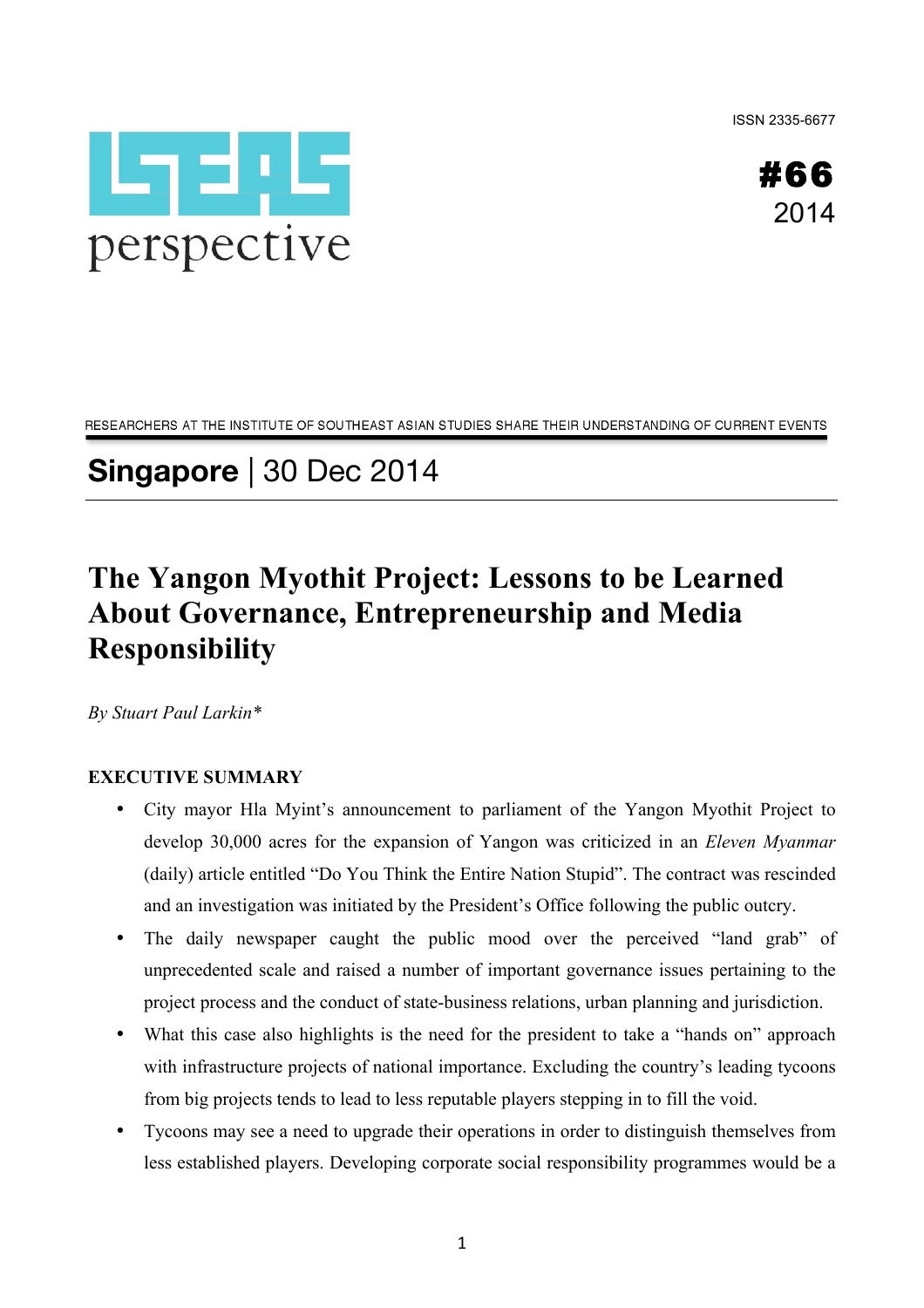ISSN 2335-6677

ISEAS perspective

**#66**
2014

RESEARCHERS AT THE INSTITUTE OF SOUTHEAST ASIAN STUDIES SHARE THEIR UNDERSTANDING OF CURRENT EVENTS

**Singapore** | 30 Dec 2014

# The Yangon Myothit Project: Lessons to be Learned About Governance, Entrepreneurship and Media Responsibility

*By Stuart Paul Larkin**

## EXECUTIVE SUMMARY

- City mayor Hla Myint's announcement to parliament of the Yangon Myothit Project to develop 30,000 acres for the expansion of Yangon was criticized in an *Eleven Myanmar* (daily) article entitled "Do You Think the Entire Nation Stupid". The contract was rescinded and an investigation was initiated by the President's Office following the public outcry.
- The daily newspaper caught the public mood over the perceived "land grab" of unprecedented scale and raised a number of important governance issues pertaining to the project process and the conduct of state-business relations, urban planning and jurisdiction.
- What this case also highlights is the need for the president to take a "hands on" approach with infrastructure projects of national importance. Excluding the country's leading tycoons from big projects tends to lead to less reputable players stepping in to fill the void.
- Tycoons may see a need to upgrade their operations in order to distinguish themselves from less established players. Developing corporate social responsibility programmes would be a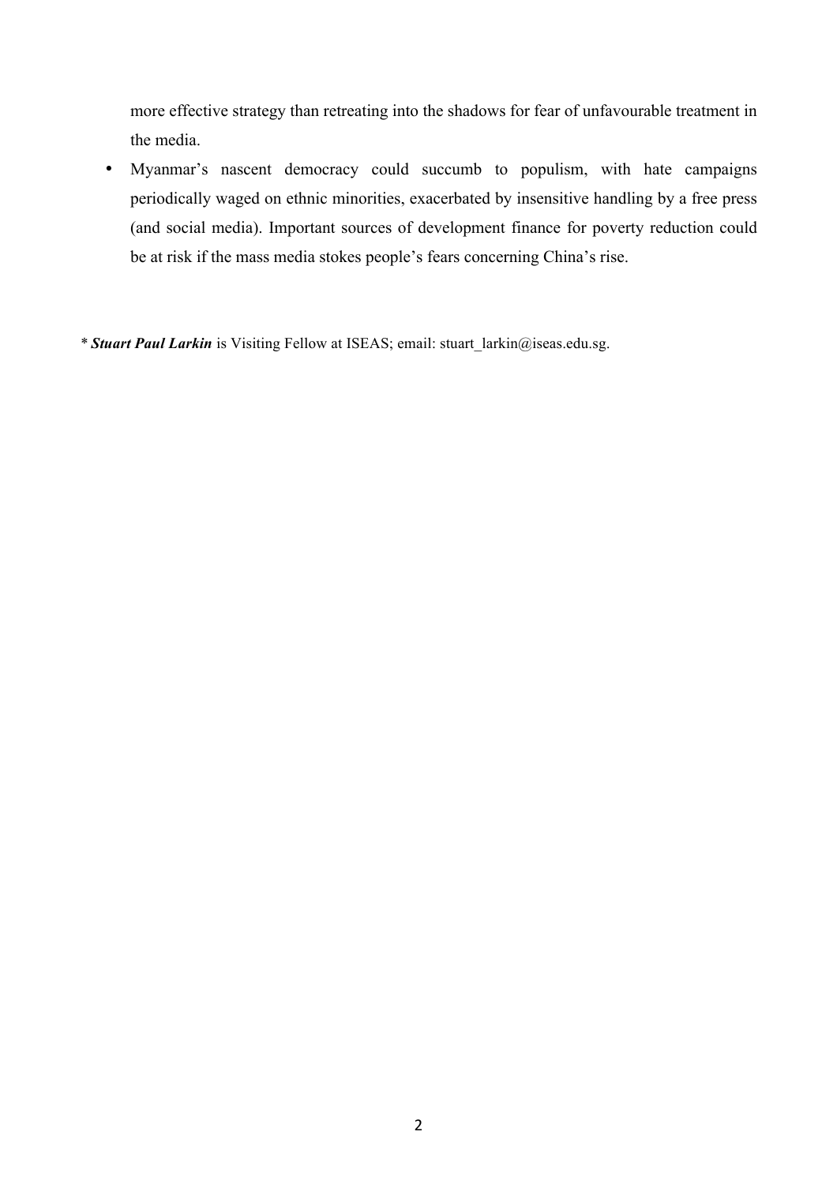more effective strategy than retreating into the shadows for fear of unfavourable treatment in the media.

- Myanmar's nascent democracy could succumb to populism, with hate campaigns periodically waged on ethnic minorities, exacerbated by insensitive handling by a free press (and social media). Important sources of development finance for poverty reduction could be at risk if the mass media stokes people's fears concerning China's rise.

* ***Stuart Paul Larkin*** is Visiting Fellow at ISEAS; email: stuart_larkin@iseas.edu.sg.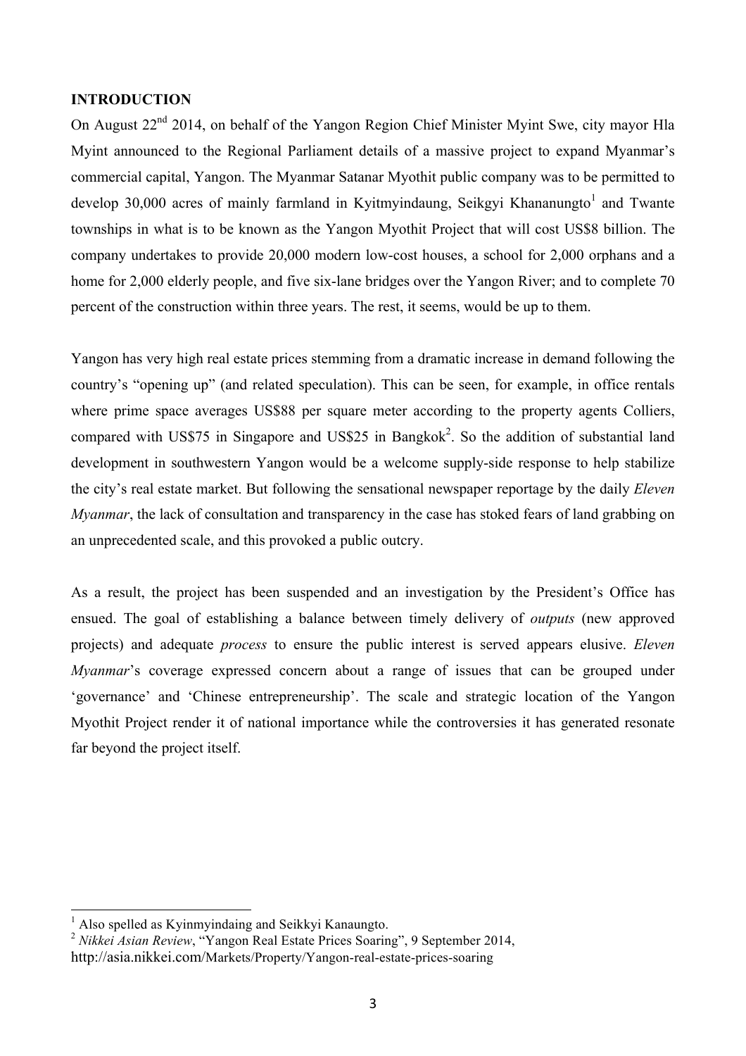## INTRODUCTION

On August 22nd 2014, on behalf of the Yangon Region Chief Minister Myint Swe, city mayor Hla Myint announced to the Regional Parliament details of a massive project to expand Myanmar's commercial capital, Yangon. The Myanmar Satanar Myothit public company was to be permitted to develop 30,000 acres of mainly farmland in Kyitmyindaung, Seikgyi Khananungto[1] and Twante townships in what is to be known as the Yangon Myothit Project that will cost US$8 billion. The company undertakes to provide 20,000 modern low-cost houses, a school for 2,000 orphans and a home for 2,000 elderly people, and five six-lane bridges over the Yangon River; and to complete 70 percent of the construction within three years. The rest, it seems, would be up to them.

Yangon has very high real estate prices stemming from a dramatic increase in demand following the country's "opening up" (and related speculation). This can be seen, for example, in office rentals where prime space averages US$88 per square meter according to the property agents Colliers, compared with US$75 in Singapore and US$25 in Bangkok[2]. So the addition of substantial land development in southwestern Yangon would be a welcome supply-side response to help stabilize the city's real estate market. But following the sensational newspaper reportage by the daily *Eleven Myanmar*, the lack of consultation and transparency in the case has stoked fears of land grabbing on an unprecedented scale, and this provoked a public outcry.

As a result, the project has been suspended and an investigation by the President's Office has ensued. The goal of establishing a balance between timely delivery of *outputs* (new approved projects) and adequate *process* to ensure the public interest is served appears elusive. *Eleven Myanmar*'s coverage expressed concern about a range of issues that can be grouped under 'governance' and 'Chinese entrepreneurship'. The scale and strategic location of the Yangon Myothit Project render it of national importance while the controversies it has generated resonate far beyond the project itself.

---

[1] Also spelled as Kyinmyindaing and Seikkyi Kanaungto.

[2] *Nikkei Asian Review*, "Yangon Real Estate Prices Soaring", 9 September 2014, http://asia.nikkei.com/Markets/Property/Yangon-real-estate-prices-soaring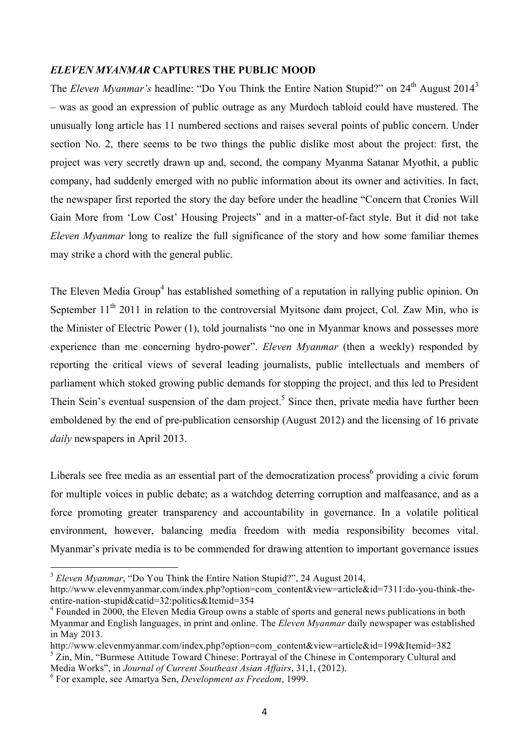### *ELEVEN MYANMAR* CAPTURES THE PUBLIC MOOD

The *Eleven Myanmar's* headline: "Do You Think the Entire Nation Stupid?" on 24th August 2014[3] – was as good an expression of public outrage as any Murdoch tabloid could have mustered. The unusually long article has 11 numbered sections and raises several points of public concern. Under section No. 2, there seems to be two things the public dislike most about the project: first, the project was very secretly drawn up and, second, the company Myanma Satanar Myothit, a public company, had suddenly emerged with no public information about its owner and activities. In fact, the newspaper first reported the story the day before under the headline "Concern that Cronies Will Gain More from 'Low Cost' Housing Projects" and in a matter-of-fact style. But it did not take *Eleven Myanmar* long to realize the full significance of the story and how some familiar themes may strike a chord with the general public.

The Eleven Media Group[4] has established something of a reputation in rallying public opinion. On September 11th 2011 in relation to the controversial Myitsone dam project, Col. Zaw Min, who is the Minister of Electric Power (1), told journalists "no one in Myanmar knows and possesses more experience than me concerning hydro-power". *Eleven Myanmar* (then a weekly) responded by reporting the critical views of several leading journalists, public intellectuals and members of parliament which stoked growing public demands for stopping the project, and this led to President Thein Sein's eventual suspension of the dam project.[5] Since then, private media have further been emboldened by the end of pre-publication censorship (August 2012) and the licensing of 16 private *daily* newspapers in April 2013.

Liberals see free media as an essential part of the democratization process[6] providing a civic forum for multiple voices in public debate; as a watchdog deterring corruption and malfeasance, and as a force promoting greater transparency and accountability in governance. In a volatile political environment, however, balancing media freedom with media responsibility becomes vital. Myanmar's private media is to be commended for drawing attention to important governance issues

---

[3] *Eleven Myanmar*, "Do You Think the Entire Nation Stupid?", 24 August 2014, http://www.elevenmyanmar.com/index.php?option=com_content&view=article&id=7311:do-you-think-the-entire-nation-stupid&catid=32:politics&Itemid=354

[4] Founded in 2000, the Eleven Media Group owns a stable of sports and general news publications in both Myanmar and English languages, in print and online. The *Eleven Myanmar* daily newspaper was established in May 2013. http://www.elevenmyanmar.com/index.php?option=com_content&view=article&id=199&Itemid=382

[5] Zin, Min, "Burmese Attitude Toward Chinese: Portrayal of the Chinese in Contemporary Cultural and Media Works", in *Journal of Current Southeast Asian Affairs*, 31,1, (2012).

[6] For example, see Amartya Sen, *Development as Freedom*, 1999.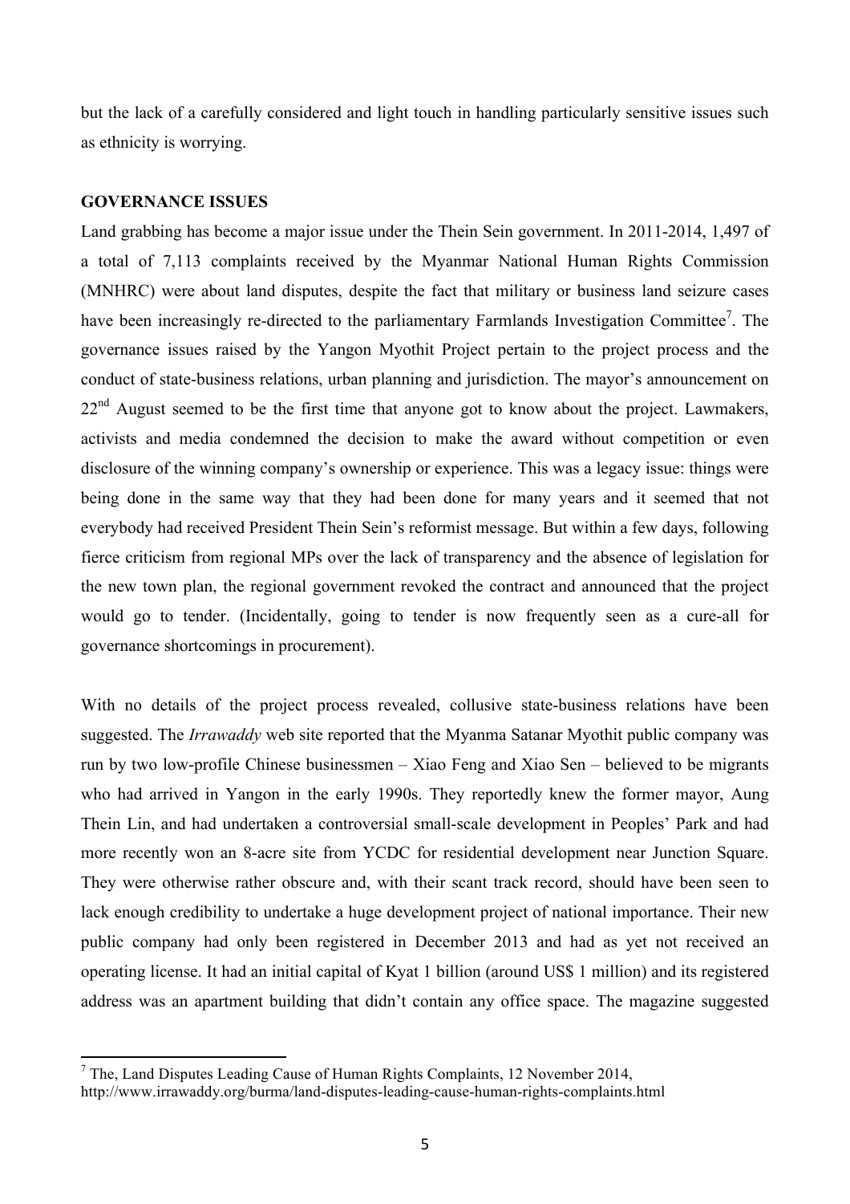but the lack of a carefully considered and light touch in handling particularly sensitive issues such as ethnicity is worrying.

## GOVERNANCE ISSUES

Land grabbing has become a major issue under the Thein Sein government. In 2011-2014, 1,497 of a total of 7,113 complaints received by the Myanmar National Human Rights Commission (MNHRC) were about land disputes, despite the fact that military or business land seizure cases have been increasingly re-directed to the parliamentary Farmlands Investigation Committee[7]. The governance issues raised by the Yangon Myothit Project pertain to the project process and the conduct of state-business relations, urban planning and jurisdiction. The mayor's announcement on 22nd August seemed to be the first time that anyone got to know about the project. Lawmakers, activists and media condemned the decision to make the award without competition or even disclosure of the winning company's ownership or experience. This was a legacy issue: things were being done in the same way that they had been done for many years and it seemed that not everybody had received President Thein Sein's reformist message. But within a few days, following fierce criticism from regional MPs over the lack of transparency and the absence of legislation for the new town plan, the regional government revoked the contract and announced that the project would go to tender. (Incidentally, going to tender is now frequently seen as a cure-all for governance shortcomings in procurement).

With no details of the project process revealed, collusive state-business relations have been suggested. The *Irrawaddy* web site reported that the Myanma Satanar Myothit public company was run by two low-profile Chinese businessmen – Xiao Feng and Xiao Sen – believed to be migrants who had arrived in Yangon in the early 1990s. They reportedly knew the former mayor, Aung Thein Lin, and had undertaken a controversial small-scale development in Peoples' Park and had more recently won an 8-acre site from YCDC for residential development near Junction Square. They were otherwise rather obscure and, with their scant track record, should have been seen to lack enough credibility to undertake a huge development project of national importance. Their new public company had only been registered in December 2013 and had as yet not received an operating license. It had an initial capital of Kyat 1 billion (around US$ 1 million) and its registered address was an apartment building that didn't contain any office space. The magazine suggested

---

[7] The, Land Disputes Leading Cause of Human Rights Complaints, 12 November 2014, http://www.irrawaddy.org/burma/land-disputes-leading-cause-human-rights-complaints.html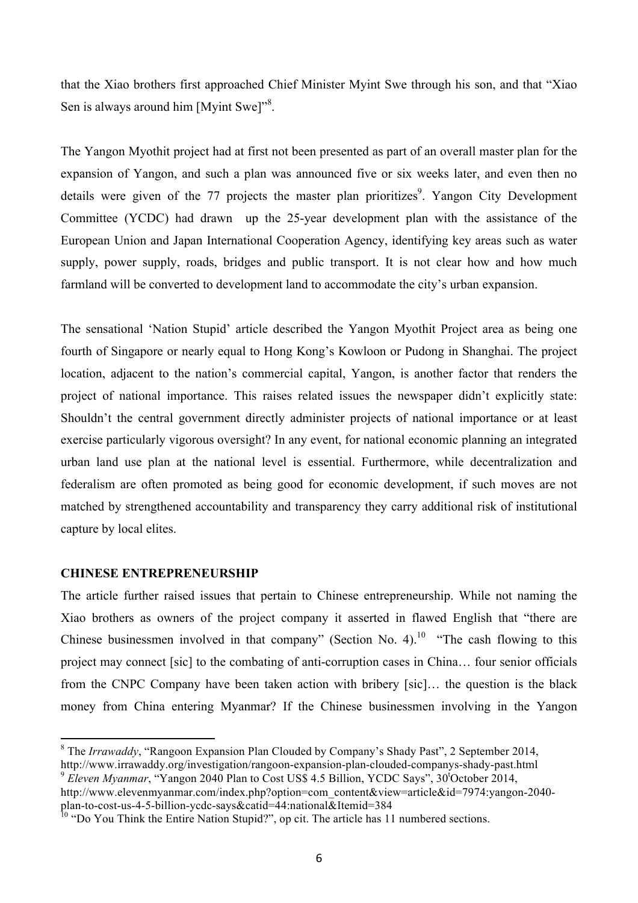that the Xiao brothers first approached Chief Minister Myint Swe through his son, and that "Xiao Sen is always around him [Myint Swe]"[8].

The Yangon Myothit project had at first not been presented as part of an overall master plan for the expansion of Yangon, and such a plan was announced five or six weeks later, and even then no details were given of the 77 projects the master plan prioritizes[9]. Yangon City Development Committee (YCDC) had drawn up the 25-year development plan with the assistance of the European Union and Japan International Cooperation Agency, identifying key areas such as water supply, power supply, roads, bridges and public transport. It is not clear how and how much farmland will be converted to development land to accommodate the city's urban expansion.

The sensational 'Nation Stupid' article described the Yangon Myothit Project area as being one fourth of Singapore or nearly equal to Hong Kong's Kowloon or Pudong in Shanghai. The project location, adjacent to the nation's commercial capital, Yangon, is another factor that renders the project of national importance. This raises related issues the newspaper didn't explicitly state: Shouldn't the central government directly administer projects of national importance or at least exercise particularly vigorous oversight? In any event, for national economic planning an integrated urban land use plan at the national level is essential. Furthermore, while decentralization and federalism are often promoted as being good for economic development, if such moves are not matched by strengthened accountability and transparency they carry additional risk of institutional capture by local elites.

**CHINESE ENTREPRENEURSHIP**

The article further raised issues that pertain to Chinese entrepreneurship. While not naming the Xiao brothers as owners of the project company it asserted in flawed English that "there are Chinese businessmen involved in that company" (Section No. 4).[10] "The cash flowing to this project may connect [sic] to the combating of anti-corruption cases in China… four senior officials from the CNPC Company have been taken action with bribery [sic]… the question is the black money from China entering Myanmar? If the Chinese businessmen involving in the Yangon

---

[8] The *Irrawaddy*, "Rangoon Expansion Plan Clouded by Company's Shady Past", 2 September 2014, http://www.irrawaddy.org/investigation/rangoon-expansion-plan-clouded-companys-shady-past.html

[9] *Eleven Myanmar*, "Yangon 2040 Plan to Cost US$ 4.5 Billion, YCDC Says", 30 October 2014, http://www.elevenmyanmar.com/index.php?option=com_content&view=article&id=7974:yangon-2040-plan-to-cost-us-4-5-billion-ycdc-says&catid=44:national&Itemid=384

[10] "Do You Think the Entire Nation Stupid?", op cit. The article has 11 numbered sections.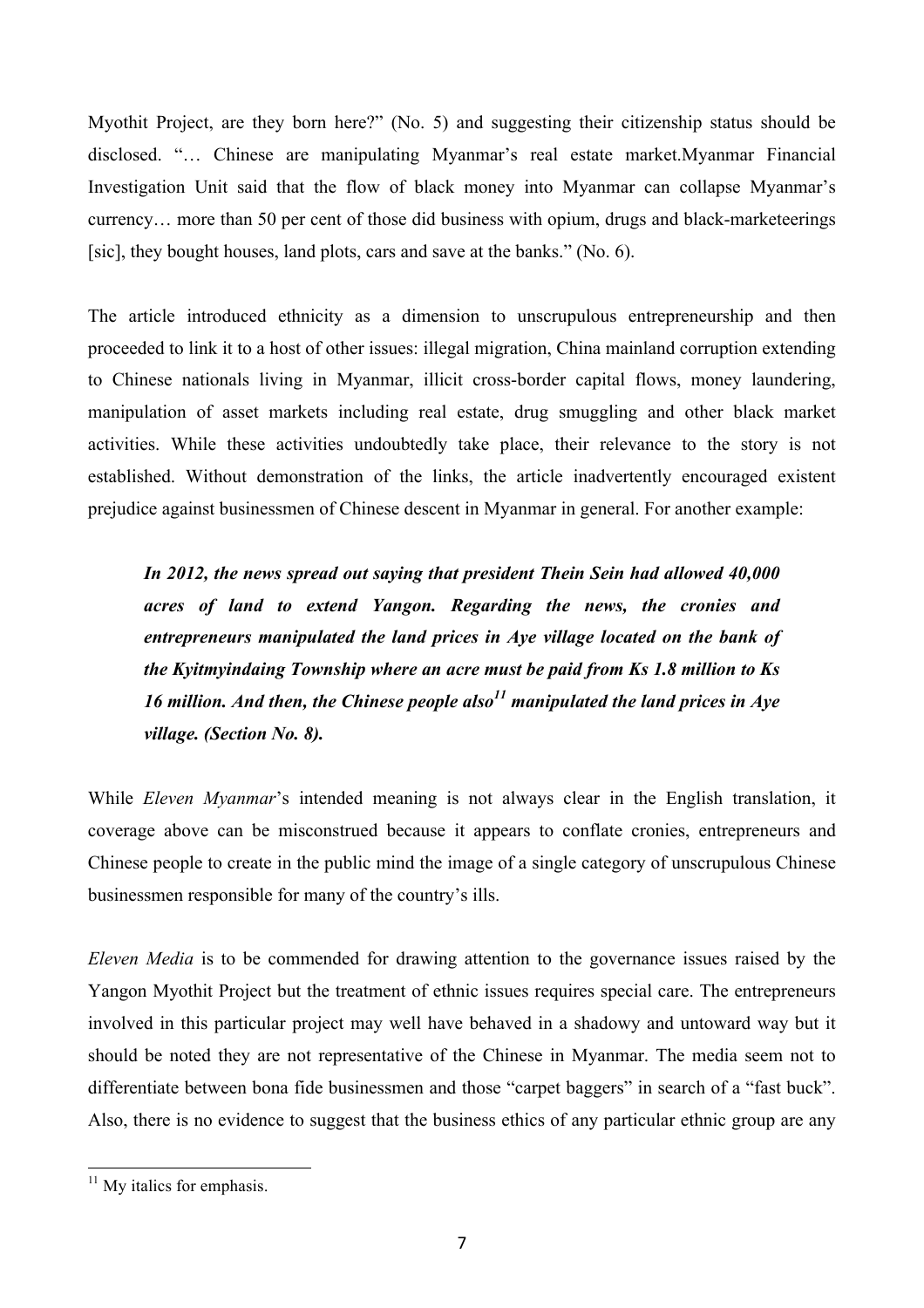Myothit Project, are they born here?" (No. 5) and suggesting their citizenship status should be disclosed. "… Chinese are manipulating Myanmar's real estate market.Myanmar Financial Investigation Unit said that the flow of black money into Myanmar can collapse Myanmar's currency… more than 50 per cent of those did business with opium, drugs and black-marketeerings [sic], they bought houses, land plots, cars and save at the banks." (No. 6).

The article introduced ethnicity as a dimension to unscrupulous entrepreneurship and then proceeded to link it to a host of other issues: illegal migration, China mainland corruption extending to Chinese nationals living in Myanmar, illicit cross-border capital flows, money laundering, manipulation of asset markets including real estate, drug smuggling and other black market activities. While these activities undoubtedly take place, their relevance to the story is not established. Without demonstration of the links, the article inadvertently encouraged existent prejudice against businessmen of Chinese descent in Myanmar in general. For another example:

> ***In 2012, the news spread out saying that president Thein Sein had allowed 40,000 acres of land to extend Yangon. Regarding the news, the cronies and entrepreneurs manipulated the land prices in Aye village located on the bank of the Kyitmyindaing Township where an acre must be paid from Ks 1.8 million to Ks 16 million. And then, the Chinese people also[11] manipulated the land prices in Aye village. (Section No. 8).***

While *Eleven Myanmar*'s intended meaning is not always clear in the English translation, it coverage above can be misconstrued because it appears to conflate cronies, entrepreneurs and Chinese people to create in the public mind the image of a single category of unscrupulous Chinese businessmen responsible for many of the country's ills.

*Eleven Media* is to be commended for drawing attention to the governance issues raised by the Yangon Myothit Project but the treatment of ethnic issues requires special care. The entrepreneurs involved in this particular project may well have behaved in a shadowy and untoward way but it should be noted they are not representative of the Chinese in Myanmar. The media seem not to differentiate between bona fide businessmen and those "carpet baggers" in search of a "fast buck". Also, there is no evidence to suggest that the business ethics of any particular ethnic group are any

---

[11] My italics for emphasis.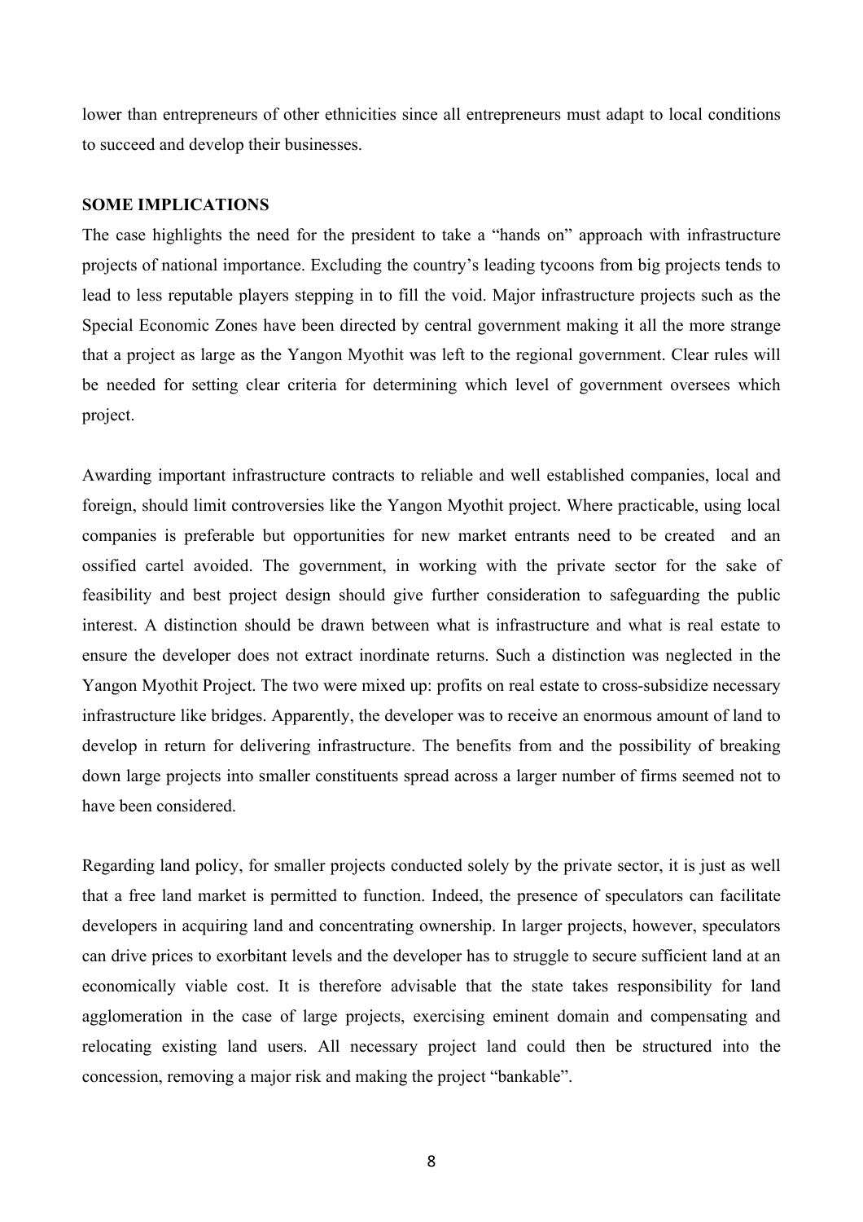lower than entrepreneurs of other ethnicities since all entrepreneurs must adapt to local conditions to succeed and develop their businesses.

## SOME IMPLICATIONS

The case highlights the need for the president to take a "hands on" approach with infrastructure projects of national importance. Excluding the country's leading tycoons from big projects tends to lead to less reputable players stepping in to fill the void. Major infrastructure projects such as the Special Economic Zones have been directed by central government making it all the more strange that a project as large as the Yangon Myothit was left to the regional government. Clear rules will be needed for setting clear criteria for determining which level of government oversees which project.

Awarding important infrastructure contracts to reliable and well established companies, local and foreign, should limit controversies like the Yangon Myothit project. Where practicable, using local companies is preferable but opportunities for new market entrants need to be created and an ossified cartel avoided. The government, in working with the private sector for the sake of feasibility and best project design should give further consideration to safeguarding the public interest. A distinction should be drawn between what is infrastructure and what is real estate to ensure the developer does not extract inordinate returns. Such a distinction was neglected in the Yangon Myothit Project. The two were mixed up: profits on real estate to cross-subsidize necessary infrastructure like bridges. Apparently, the developer was to receive an enormous amount of land to develop in return for delivering infrastructure. The benefits from and the possibility of breaking down large projects into smaller constituents spread across a larger number of firms seemed not to have been considered.

Regarding land policy, for smaller projects conducted solely by the private sector, it is just as well that a free land market is permitted to function. Indeed, the presence of speculators can facilitate developers in acquiring land and concentrating ownership. In larger projects, however, speculators can drive prices to exorbitant levels and the developer has to struggle to secure sufficient land at an economically viable cost. It is therefore advisable that the state takes responsibility for land agglomeration in the case of large projects, exercising eminent domain and compensating and relocating existing land users. All necessary project land could then be structured into the concession, removing a major risk and making the project "bankable".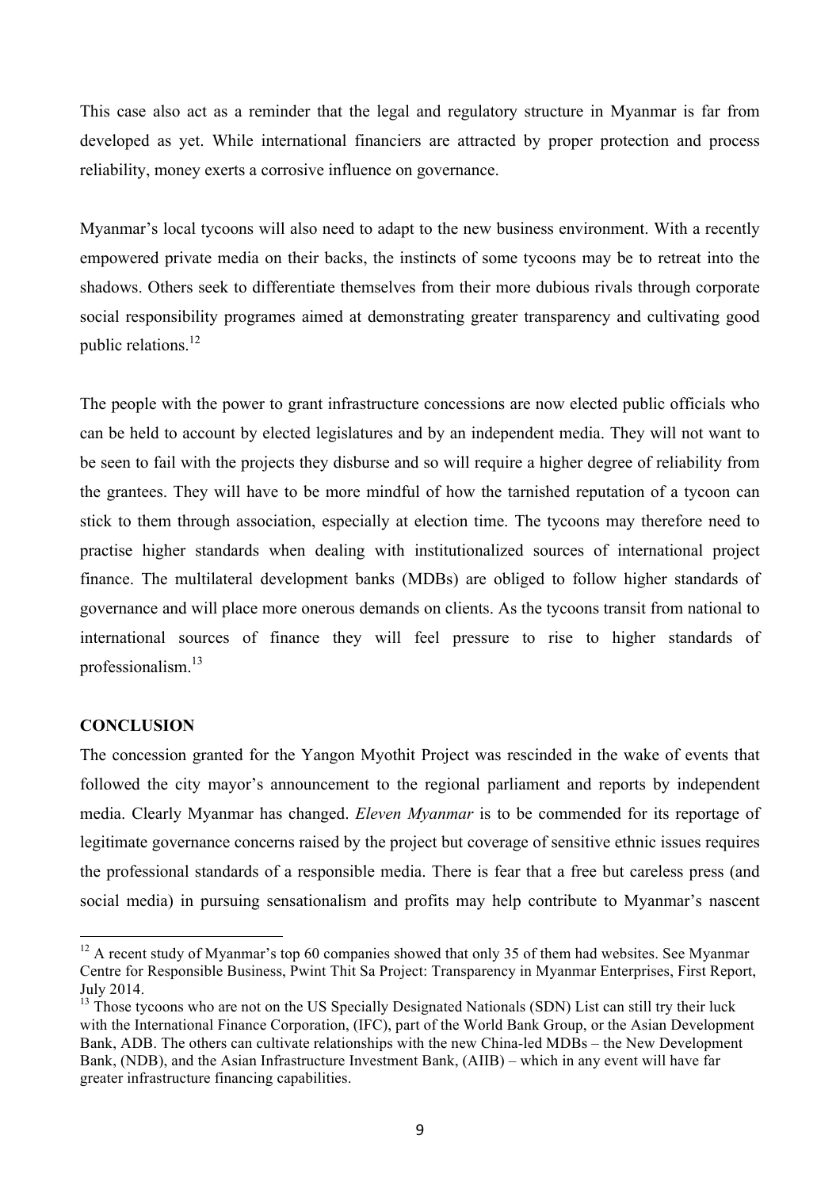This case also act as a reminder that the legal and regulatory structure in Myanmar is far from developed as yet. While international financiers are attracted by proper protection and process reliability, money exerts a corrosive influence on governance.

Myanmar's local tycoons will also need to adapt to the new business environment. With a recently empowered private media on their backs, the instincts of some tycoons may be to retreat into the shadows. Others seek to differentiate themselves from their more dubious rivals through corporate social responsibility programes aimed at demonstrating greater transparency and cultivating good public relations.[12]

The people with the power to grant infrastructure concessions are now elected public officials who can be held to account by elected legislatures and by an independent media. They will not want to be seen to fail with the projects they disburse and so will require a higher degree of reliability from the grantees. They will have to be more mindful of how the tarnished reputation of a tycoon can stick to them through association, especially at election time. The tycoons may therefore need to practise higher standards when dealing with institutionalized sources of international project finance. The multilateral development banks (MDBs) are obliged to follow higher standards of governance and will place more onerous demands on clients. As the tycoons transit from national to international sources of finance they will feel pressure to rise to higher standards of professionalism.[13]

**CONCLUSION**

The concession granted for the Yangon Myothit Project was rescinded in the wake of events that followed the city mayor's announcement to the regional parliament and reports by independent media. Clearly Myanmar has changed. *Eleven Myanmar* is to be commended for its reportage of legitimate governance concerns raised by the project but coverage of sensitive ethnic issues requires the professional standards of a responsible media. There is fear that a free but careless press (and social media) in pursuing sensationalism and profits may help contribute to Myanmar's nascent

---

[12] A recent study of Myanmar's top 60 companies showed that only 35 of them had websites. See Myanmar Centre for Responsible Business, Pwint Thit Sa Project: Transparency in Myanmar Enterprises, First Report, July 2014.

[13] Those tycoons who are not on the US Specially Designated Nationals (SDN) List can still try their luck with the International Finance Corporation, (IFC), part of the World Bank Group, or the Asian Development Bank, ADB. The others can cultivate relationships with the new China-led MDBs – the New Development Bank, (NDB), and the Asian Infrastructure Investment Bank, (AIIB) – which in any event will have far greater infrastructure financing capabilities.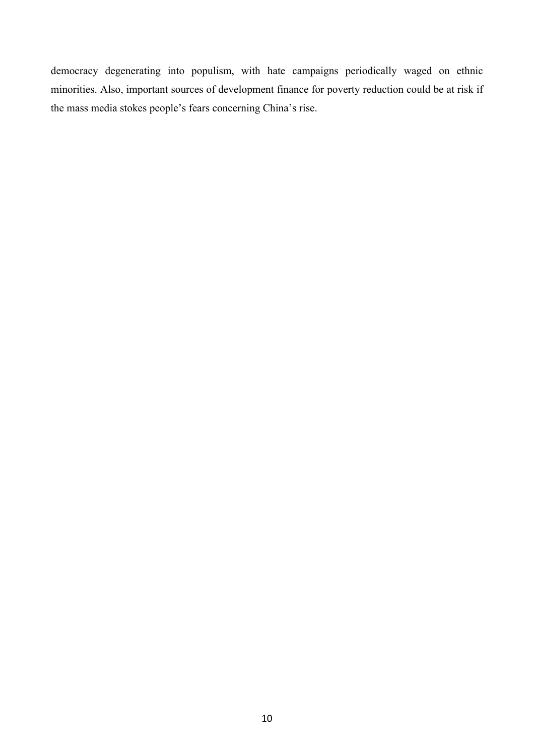democracy degenerating into populism, with hate campaigns periodically waged on ethnic minorities. Also, important sources of development finance for poverty reduction could be at risk if the mass media stokes people's fears concerning China's rise.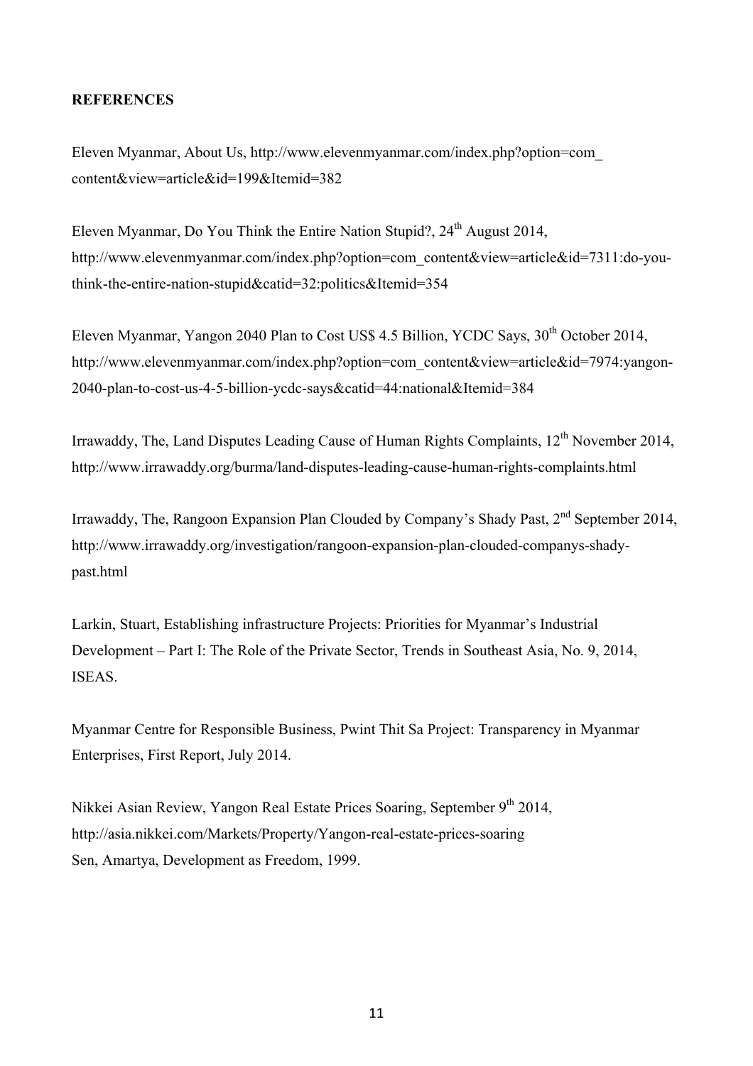**REFERENCES**

Eleven Myanmar, About Us, http://www.elevenmyanmar.com/index.php?option=com_content&view=article&id=199&Itemid=382

Eleven Myanmar, Do You Think the Entire Nation Stupid?, 24th August 2014, http://www.elevenmyanmar.com/index.php?option=com_content&view=article&id=7311:do-you-think-the-entire-nation-stupid&catid=32:politics&Itemid=354

Eleven Myanmar, Yangon 2040 Plan to Cost US$ 4.5 Billion, YCDC Says, 30th October 2014, http://www.elevenmyanmar.com/index.php?option=com_content&view=article&id=7974:yangon-2040-plan-to-cost-us-4-5-billion-ycdc-says&catid=44:national&Itemid=384

Irrawaddy, The, Land Disputes Leading Cause of Human Rights Complaints, 12th November 2014, http://www.irrawaddy.org/burma/land-disputes-leading-cause-human-rights-complaints.html

Irrawaddy, The, Rangoon Expansion Plan Clouded by Company's Shady Past, 2nd September 2014, http://www.irrawaddy.org/investigation/rangoon-expansion-plan-clouded-companys-shady-past.html

Larkin, Stuart, Establishing infrastructure Projects: Priorities for Myanmar's Industrial Development – Part I: The Role of the Private Sector, Trends in Southeast Asia, No. 9, 2014, ISEAS.

Myanmar Centre for Responsible Business, Pwint Thit Sa Project: Transparency in Myanmar Enterprises, First Report, July 2014.

Nikkei Asian Review, Yangon Real Estate Prices Soaring, September 9th 2014, http://asia.nikkei.com/Markets/Property/Yangon-real-estate-prices-soaring

Sen, Amartya, Development as Freedom, 1999.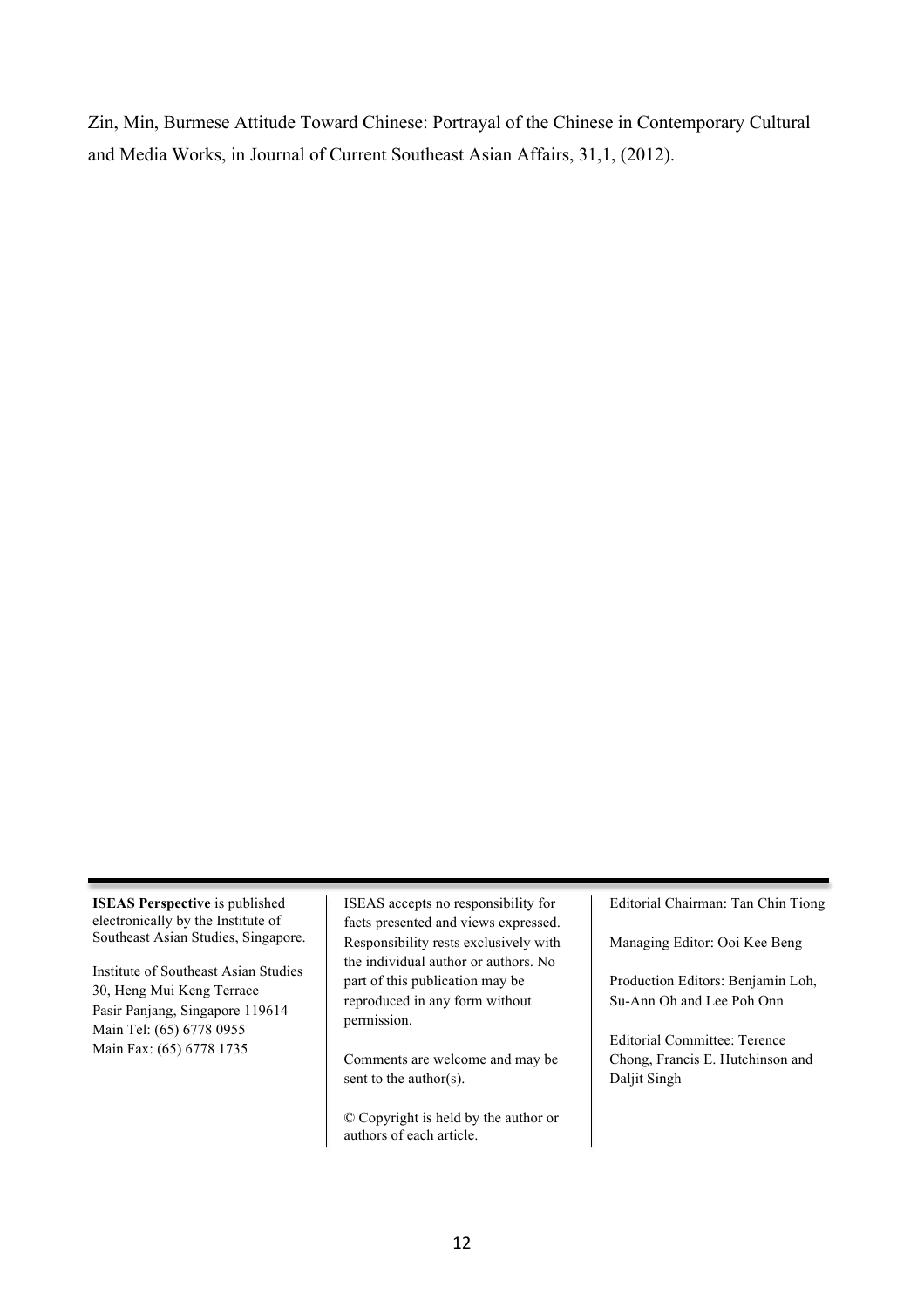Zin, Min, Burmese Attitude Toward Chinese: Portrayal of the Chinese in Contemporary Cultural and Media Works, in Journal of Current Southeast Asian Affairs, 31,1, (2012).

---

**ISEAS Perspective** is published electronically by the Institute of Southeast Asian Studies, Singapore.

Institute of Southeast Asian Studies
30, Heng Mui Keng Terrace
Pasir Panjang, Singapore 119614
Main Tel: (65) 6778 0955
Main Fax: (65) 6778 1735

ISEAS accepts no responsibility for facts presented and views expressed. Responsibility rests exclusively with the individual author or authors. No part of this publication may be reproduced in any form without permission.

Comments are welcome and may be sent to the author(s).

© Copyright is held by the author or authors of each article.

Editorial Chairman: Tan Chin Tiong

Managing Editor: Ooi Kee Beng

Production Editors: Benjamin Loh, Su-Ann Oh and Lee Poh Onn

Editorial Committee: Terence Chong, Francis E. Hutchinson and Daljit Singh